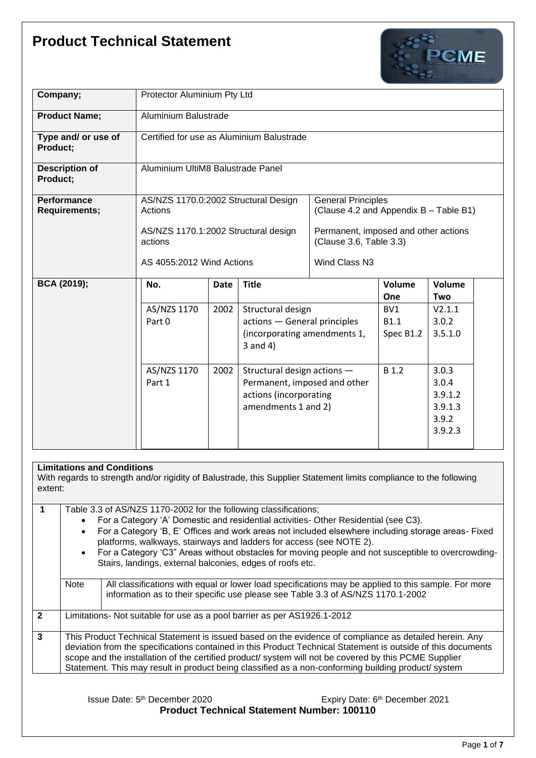# Product Technical Statement

| | |
|---|---|
| **Company;** | Protector Aluminium Pty Ltd |
| **Product Name;** | Aluminium Balustrade |
| **Type and/ or use of Product;** | Certified for use as Aluminium Balustrade |
| **Description of Product;** | Aluminium UltiM8 Balustrade Panel |

**Performance Requirements;**

| Standard | Scope |
|---|---|
| AS/NZS 1170.0:2002 Structural Design Actions | General Principles (Clause 4.2 and Appendix B – Table B1) |
| AS/NZS 1170.1:2002 Structural design actions | Permanent, imposed and other actions (Clause 3.6, Table 3.3) |
| AS 4055:2012 Wind Actions | Wind Class N3 |

**BCA (2019);**

| No. | Date | Title | Volume One | Volume Two |
|---|---|---|---|---|
| AS/NZS 1170 Part 0 | 2002 | Structural design actions — General principles (incorporating amendments 1, 3 and 4) | BV1<br>B1.1<br>Spec B1.2 | V2.1.1<br>3.0.2<br>3.5.1.0 |
| AS/NZS 1170 Part 1 | 2002 | Structural design actions — Permanent, imposed and other actions (incorporating amendments 1 and 2) | B 1.2 | 3.0.3<br>3.0.4<br>3.9.1.2<br>3.9.1.3<br>3.9.2<br>3.9.2.3 |

**Limitations and Conditions**

With regards to strength and/or rigidity of Balustrade, this Supplier Statement limits compliance to the following extent:

**1** Table 3.3 of AS/NZS 1170-2002 for the following classifications;

- For a Category 'A' Domestic and residential activities- Other Residential (see C3).
- For a Category 'B, E' Offices and work areas not included elsewhere including storage areas- Fixed platforms, walkways, stairways and ladders for access (see NOTE 2).
- For a Category 'C3" Areas without obstacles for moving people and not susceptible to overcrowding- Stairs, landings, external balconies, edges of roofs etc.

Note: All classifications with equal or lower load specifications may be applied to this sample. For more information as to their specific use please see Table 3.3 of AS/NZS 1170.1-2002

**2** Limitations- Not suitable for use as a pool barrier as per AS1926.1-2012

**3** This Product Technical Statement is issued based on the evidence of compliance as detailed herein. Any deviation from the specifications contained in this Product Technical Statement is outside of this documents scope and the installation of the certified product/ system will not be covered by this PCME Supplier Statement. This may result in product being classified as a non-conforming building product/ system

Issue Date: 5th December 2020 Expiry Date: 6th December 2021

**Product Technical Statement Number: 100110**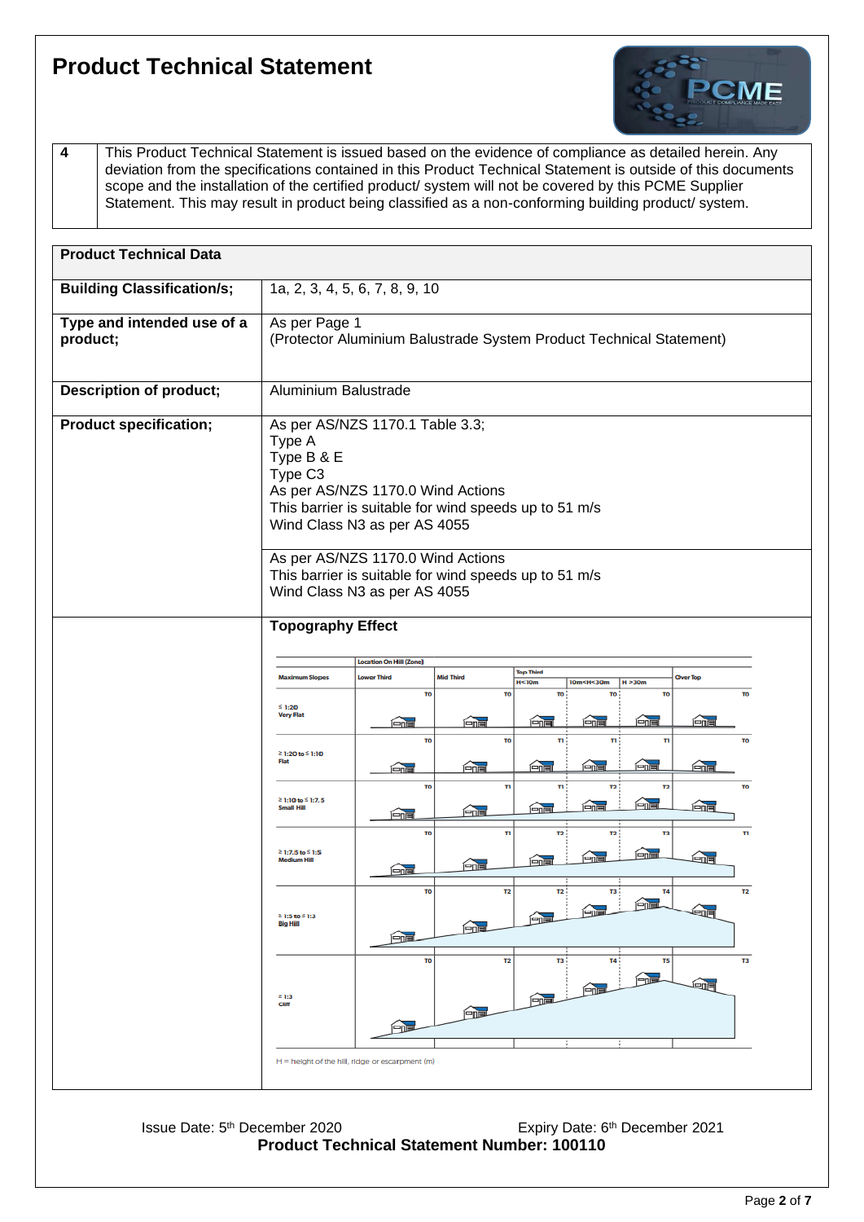# Product Technical Statement

| 4 | This Product Technical Statement is issued based on the evidence of compliance as detailed herein. Any deviation from the specifications contained in this Product Technical Statement is outside of this documents scope and the installation of the certified product/ system will not be covered by this PCME Supplier Statement. This may result in product being classified as a non-conforming building product/ system. |
|---|---|

| **Product Technical Data** | |
|---|---|
| **Building Classification/s;** | 1a, 2, 3, 4, 5, 6, 7, 8, 9, 10 |
| **Type and intended use of a product;** | As per Page 1<br>(Protector Aluminium Balustrade System Product Technical Statement) |
| **Description of product;** | Aluminium Balustrade |
| **Product specification;** | As per AS/NZS 1170.1 Table 3.3;<br>Type A<br>Type B & E<br>Type C3<br>As per AS/NZS 1170.0 Wind Actions<br>This barrier is suitable for wind speeds up to 51 m/s<br>Wind Class N3 as per AS 4055 |
| | As per AS/NZS 1170.0 Wind Actions<br>This barrier is suitable for wind speeds up to 51 m/s<br>Wind Class N3 as per AS 4055 |
| | **Topography Effect** |

| Maximum Slopes | Location On Hill (Zone) Lower Third | Mid Third | Top Third H<10m | Top Third 10m<H<30m | Top Third H >30m | Over Top |
|---|---|---|---|---|---|---|
| ≤ 1:20 Very Flat | T0 | T0 | T0 | T0 | T0 | T0 |
| ≥ 1:20 to ≤ 1:10 Flat | T0 | T0 | T1 | T1 | T1 | T0 |
| ≥ 1:10 to ≤ 1:7.5 Small Hill | T0 | T1 | T1 | T2 | T2 | T0 |
| ≥ 1:7.5 to ≤ 1:5 Medium Hill | T0 | T1 | T2 | T2 | T3 | T1 |
| ≥ 1:5 to ≤ 1:3 Big Hill | T0 | T2 | T2 | T3 | T4 | T2 |
| ≥ 1:3 Cliff | T0 | T2 | T3 | T4 | T5 | T3 |

H = height of the hill, ridge or escarpment (m)

Issue Date: 5th December 2020 Expiry Date: 6th December 2021

**Product Technical Statement Number: 100110**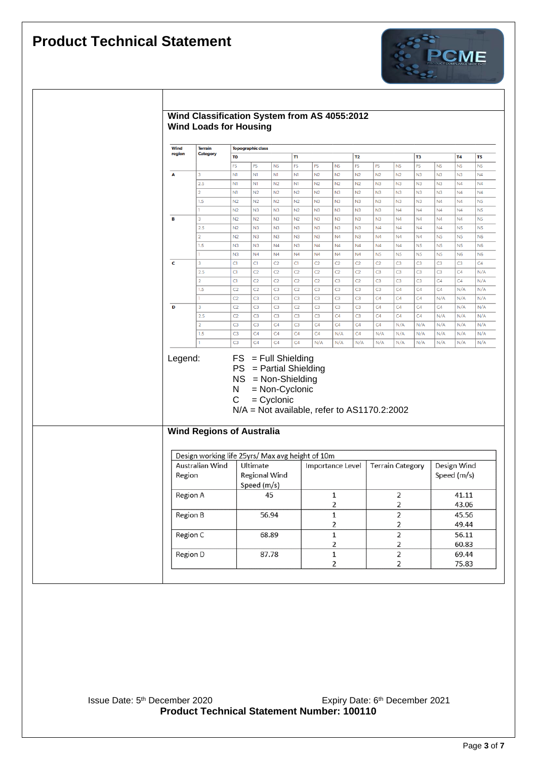# Product Technical Statement

## Wind Classification System from AS 4055:2012
## Wind Loads for Housing

| Wind region | Terrain Category | Topographic class | | | | | | | | | | | | |
|---|---|---|---|---|---|---|---|---|---|---|---|---|---|---|
| | | T0 | | | T1 | | | T2 | | | T3 | | T4 | T5 |
| | | FS | PS | NS | FS | PS | NS | FS | PS | NS | PS | NS | NS | NS |
| A | 3 | N1 | N1 | N1 | N1 | N2 | N2 | N2 | N2 | N2 | N3 | N3 | N3 | N4 |
| | 2.5 | N1 | N1 | N2 | N1 | N2 | N2 | N2 | N3 | N3 | N3 | N3 | N4 | N4 |
| | 2 | N1 | N2 | N2 | N2 | N2 | N3 | N2 | N3 | N3 | N3 | N3 | N4 | N4 |
| | 1.5 | N2 | N2 | N2 | N2 | N3 | N3 | N3 | N3 | N3 | N3 | N4 | N4 | N5 |
| | 1 | N2 | N3 | N3 | N2 | N3 | N3 | N3 | N3 | N4 | N4 | N4 | N4 | N5 |
| B | 3 | N2 | N2 | N3 | N2 | N3 | N3 | N3 | N3 | N4 | N4 | N4 | N4 | N5 |
| | 2.5 | N2 | N3 | N3 | N3 | N3 | N3 | N3 | N4 | N4 | N4 | N4 | N5 | N5 |
| | 2 | N2 | N3 | N3 | N3 | N3 | N4 | N3 | N4 | N4 | N4 | N5 | N5 | N6 |
| | 1.5 | N3 | N3 | N4 | N3 | N4 | N4 | N4 | N4 | N4 | N5 | N5 | N5 | N6 |
| | 1 | N3 | N4 | N4 | N4 | N4 | N4 | N4 | N5 | N5 | N5 | N5 | N6 | N6 |
| C | 3 | C1 | C1 | C2 | C1 | C2 | C2 | C2 | C2 | C3 | C3 | C3 | C3 | C4 |
| | 2.5 | C1 | C2 | C2 | C2 | C2 | C2 | C2 | C3 | C3 | C3 | C3 | C4 | N/A |
| | 2 | C1 | C2 | C2 | C2 | C2 | C3 | C2 | C3 | C3 | C3 | C4 | C4 | N/A |
| | 1.5 | C2 | C2 | C3 | C2 | C3 | C3 | C3 | C3 | C4 | C4 | C4 | N/A | N/A |
| | 1 | C2 | C3 | C3 | C3 | C3 | C3 | C3 | C4 | C4 | C4 | N/A | N/A | N/A |
| D | 3 | C2 | C3 | C3 | C2 | C3 | C3 | C3 | C4 | C4 | C4 | C4 | N/A | N/A |
| | 2.5 | C2 | C3 | C3 | C3 | C3 | C4 | C3 | C4 | C4 | C4 | N/A | N/A | N/A |
| | 2 | C3 | C3 | C4 | C3 | C4 | C4 | C4 | C4 | N/A | N/A | N/A | N/A | N/A |
| | 1.5 | C3 | C4 | C4 | C4 | C4 | N/A | C4 | N/A | N/A | N/A | N/A | N/A | N/A |
| | 1 | C3 | C4 | C4 | C4 | N/A | N/A | N/A | N/A | N/A | N/A | N/A | N/A | N/A |

Legend:
- FS = Full Shielding
- PS = Partial Shielding
- NS = Non-Shielding
- N = Non-Cyclonic
- C = Cyclonic
- N/A = Not available, refer to AS1170.2:2002

## Wind Regions of Australia

| Design working life 25yrs/ Max avg height of 10m | | | | |
|---|---|---|---|---|
| Australian Wind Region | Ultimate Regional Wind Speed (m/s) | Importance Level | Terrain Category | Design Wind Speed (m/s) |
| Region A | 45 | 1 | 2 | 41.11 |
| | | 2 | 2 | 43.06 |
| Region B | 56.94 | 1 | 2 | 45.56 |
| | | 2 | 2 | 49.44 |
| Region C | 68.89 | 1 | 2 | 56.11 |
| | | 2 | 2 | 60.83 |
| Region D | 87.78 | 1 | 2 | 69.44 |
| | | 2 | 2 | 75.83 |

Issue Date: 5th December 2020 Expiry Date: 6th December 2021

**Product Technical Statement Number: 100110**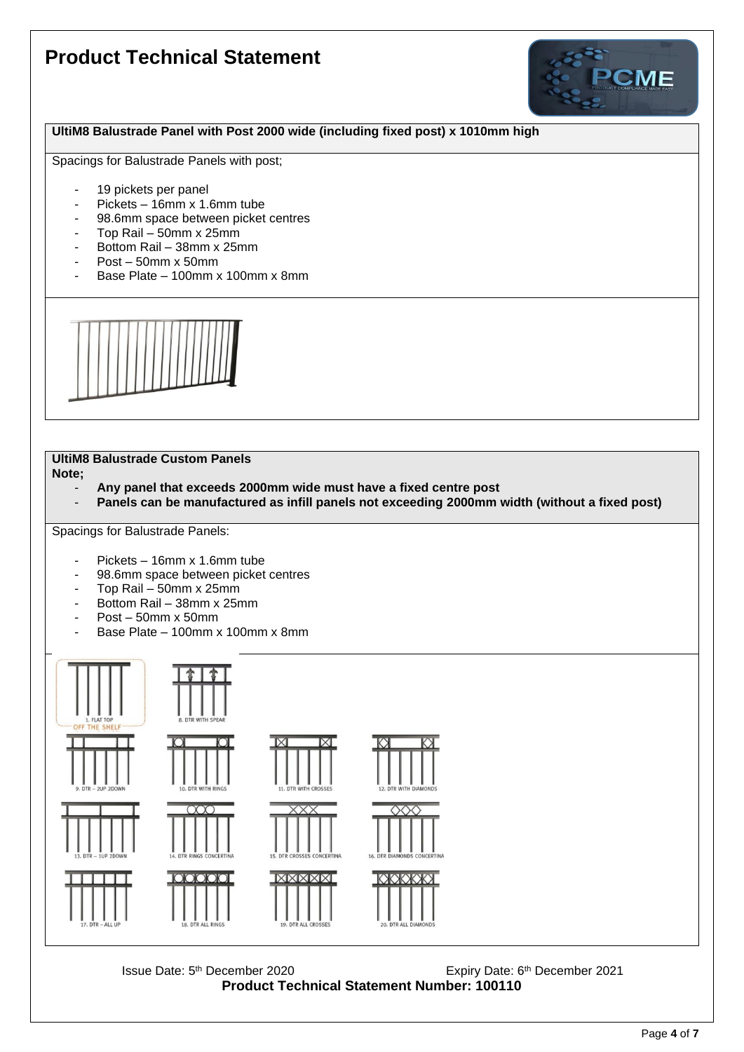# Product Technical Statement

**UltiM8 Balustrade Panel with Post 2000 wide (including fixed post) x 1010mm high**

Spacings for Balustrade Panels with post;

- 19 pickets per panel
- Pickets – 16mm x 1.6mm tube
- 98.6mm space between picket centres
- Top Rail – 50mm x 25mm
- Bottom Rail – 38mm x 25mm
- Post – 50mm x 50mm
- Base Plate – 100mm x 100mm x 8mm

**UltiM8 Balustrade Custom Panels**

**Note;**

- **Any panel that exceeds 2000mm wide must have a fixed centre post**
- **Panels can be manufactured as infill panels not exceeding 2000mm width (without a fixed post)**

Spacings for Balustrade Panels:

- Pickets – 16mm x 1.6mm tube
- 98.6mm space between picket centres
- Top Rail – 50mm x 25mm
- Bottom Rail – 38mm x 25mm
- Post – 50mm x 50mm
- Base Plate – 100mm x 100mm x 8mm

1. FLAT TOP
OFF THE SHELF

8. DTR WITH SPEAR

9. DTR – 2UP 2DOWN

10. DTR WITH RINGS

11. DTR WITH CROSSES

12. DTR WITH DIAMONDS

13. DTR – 1UP 2DOWN

14. DTR RINGS CONCERTINA

15. DTR CROSSES CONCERTINA

16. DTR DIAMONDS CONCERTINA

17. DTR – ALL UP

18. DTR ALL RINGS

19. DTR ALL CROSSES

20. DTR ALL DIAMONDS

Issue Date: 5th December 2020 Expiry Date: 6th December 2021

**Product Technical Statement Number: 100110**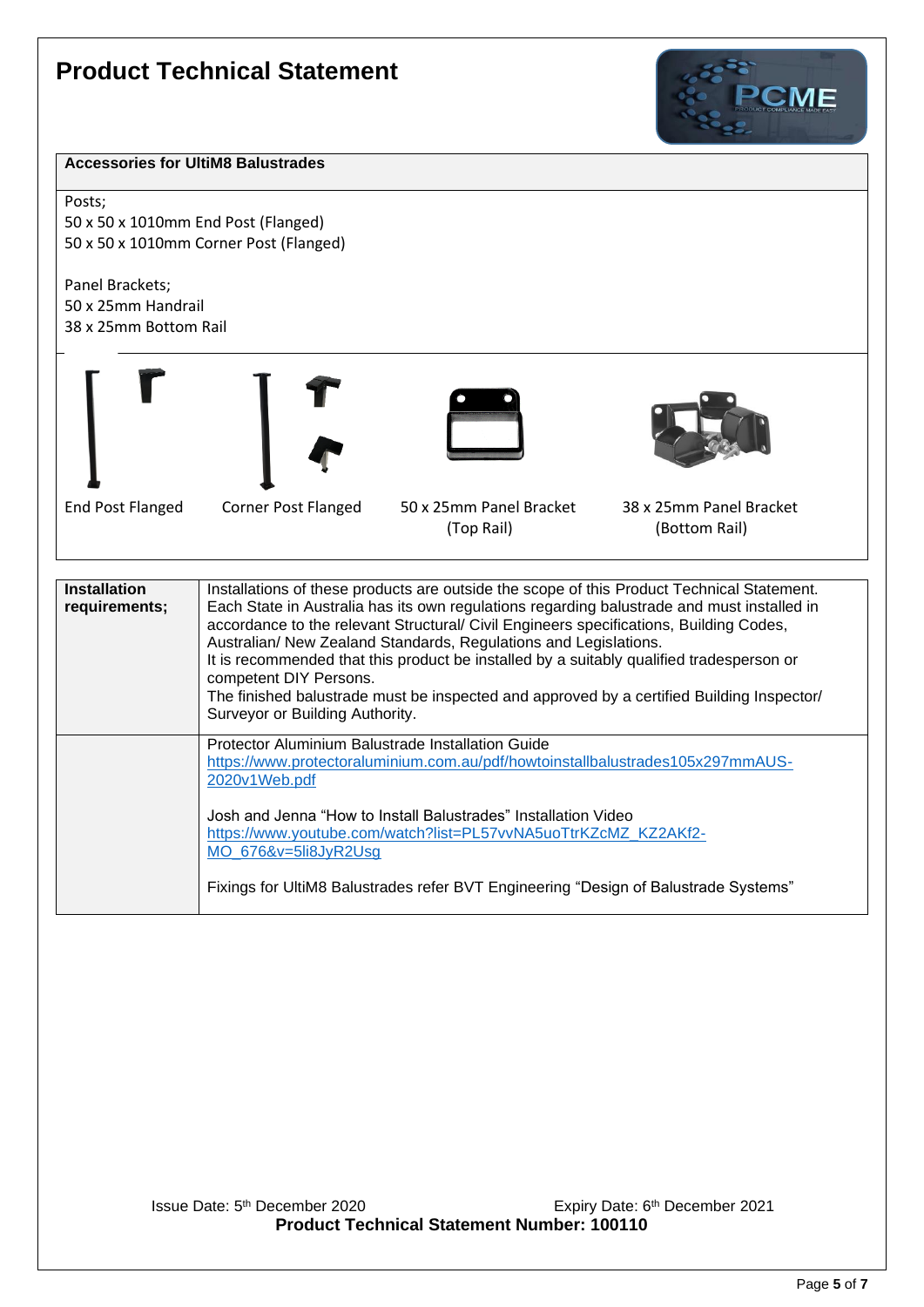# Product Technical Statement

**Accessories for UltiM8 Balustrades**

Posts;
50 x 50 x 1010mm End Post (Flanged)
50 x 50 x 1010mm Corner Post (Flanged)

Panel Brackets;
50 x 25mm Handrail
38 x 25mm Bottom Rail

| End Post Flanged | Corner Post Flanged | 50 x 25mm Panel Bracket (Top Rail) | 38 x 25mm Panel Bracket (Bottom Rail) |
|---|---|---|---|

| **Installation requirements;** | Installations of these products are outside the scope of this Product Technical Statement. Each State in Australia has its own regulations regarding balustrade and must installed in accordance to the relevant Structural/ Civil Engineers specifications, Building Codes, Australian/ New Zealand Standards, Regulations and Legislations. It is recommended that this product be installed by a suitably qualified tradesperson or competent DIY Persons. The finished balustrade must be inspected and approved by a certified Building Inspector/ Surveyor or Building Authority. |
|---|---|
| | Protector Aluminium Balustrade Installation Guide https://www.protectoraluminium.com.au/pdf/howtoinstallbalustrades105x297mmAUS-2020v1Web.pdf <br><br> Josh and Jenna "How to Install Balustrades" Installation Video https://www.youtube.com/watch?list=PL57vvNA5uoTtrKZcMZ_KZ2AKf2-MO_676&v=5li8JyR2Usg <br><br> Fixings for UltiM8 Balustrades refer BVT Engineering "Design of Balustrade Systems" |

Issue Date: 5th December 2020 Expiry Date: 6th December 2021

**Product Technical Statement Number: 100110**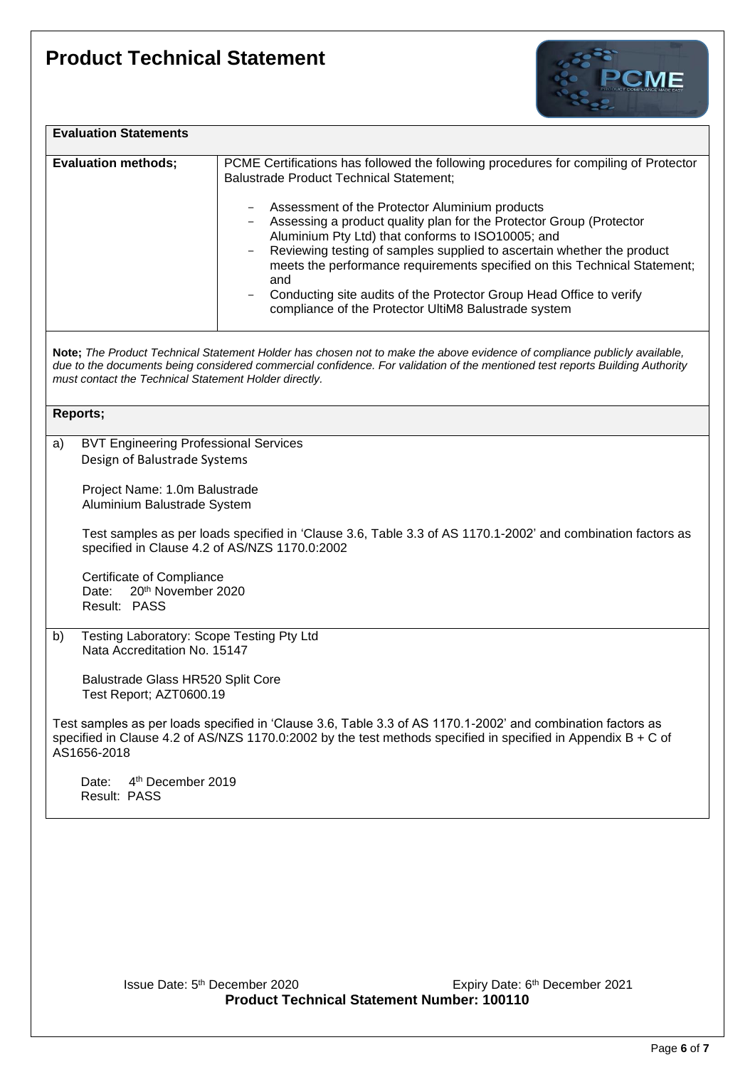# Product Technical Statement

| **Evaluation Statements** | |
|---|---|
| **Evaluation methods;** | PCME Certifications has followed the following procedures for compiling of Protector Balustrade Product Technical Statement;<br><br>- Assessment of the Protector Aluminium products<br>- Assessing a product quality plan for the Protector Group (Protector Aluminium Pty Ltd) that conforms to ISO10005; and<br>- Reviewing testing of samples supplied to ascertain whether the product meets the performance requirements specified on this Technical Statement; and<br>- Conducting site audits of the Protector Group Head Office to verify compliance of the Protector UltiM8 Balustrade system |

**Note;** *The Product Technical Statement Holder has chosen not to make the above evidence of compliance publicly available, due to the documents being considered commercial confidence. For validation of the mentioned test reports Building Authority must contact the Technical Statement Holder directly.*

**Reports;**

a) BVT Engineering Professional Services
Design of Balustrade Systems

Project Name: 1.0m Balustrade
Aluminium Balustrade System

Test samples as per loads specified in 'Clause 3.6, Table 3.3 of AS 1170.1-2002' and combination factors as specified in Clause 4.2 of AS/NZS 1170.0:2002

Certificate of Compliance
Date: 20th November 2020
Result: PASS

b) Testing Laboratory: Scope Testing Pty Ltd
Nata Accreditation No. 15147

Balustrade Glass HR520 Split Core
Test Report; AZT0600.19

Test samples as per loads specified in 'Clause 3.6, Table 3.3 of AS 1170.1-2002' and combination factors as specified in Clause 4.2 of AS/NZS 1170.0:2002 by the test methods specified in specified in Appendix B + C of AS1656-2018

Date: 4th December 2019
Result: PASS

Issue Date: 5th December 2020 Expiry Date: 6th December 2021
**Product Technical Statement Number: 100110**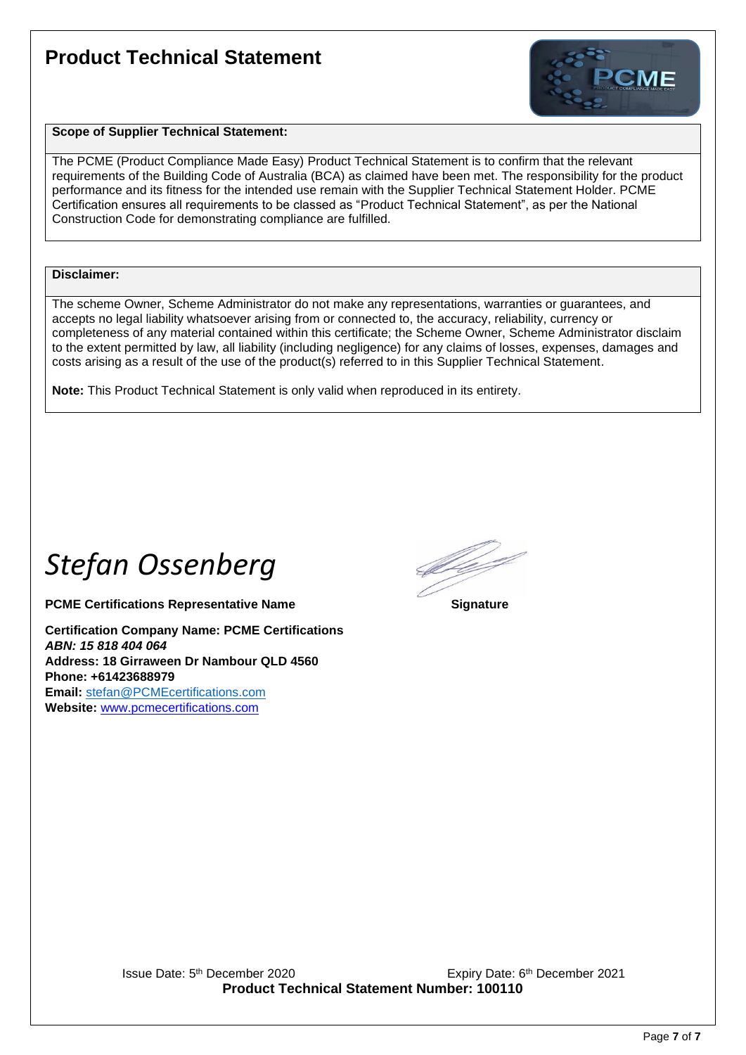# Product Technical Statement

**Scope of Supplier Technical Statement:**

The PCME (Product Compliance Made Easy) Product Technical Statement is to confirm that the relevant requirements of the Building Code of Australia (BCA) as claimed have been met. The responsibility for the product performance and its fitness for the intended use remain with the Supplier Technical Statement Holder. PCME Certification ensures all requirements to be classed as "Product Technical Statement", as per the National Construction Code for demonstrating compliance are fulfilled.

**Disclaimer:**

The scheme Owner, Scheme Administrator do not make any representations, warranties or guarantees, and accepts no legal liability whatsoever arising from or connected to, the accuracy, reliability, currency or completeness of any material contained within this certificate; the Scheme Owner, Scheme Administrator disclaim to the extent permitted by law, all liability (including negligence) for any claims of losses, expenses, damages and costs arising as a result of the use of the product(s) referred to in this Supplier Technical Statement.

**Note:** This Product Technical Statement is only valid when reproduced in its entirety.

*Stefan Ossenberg*

**PCME Certifications Representative Name** **Signature**

**Certification Company Name: PCME Certifications**
***ABN: 15 818 404 064***
**Address: 18 Girraween Dr Nambour QLD 4560**
**Phone: +61423688979**
**Email:** stefan@PCMEcertifications.com
**Website:** www.pcmecertifications.com

Issue Date: 5th December 2020 Expiry Date: 6th December 2021

**Product Technical Statement Number: 100110**